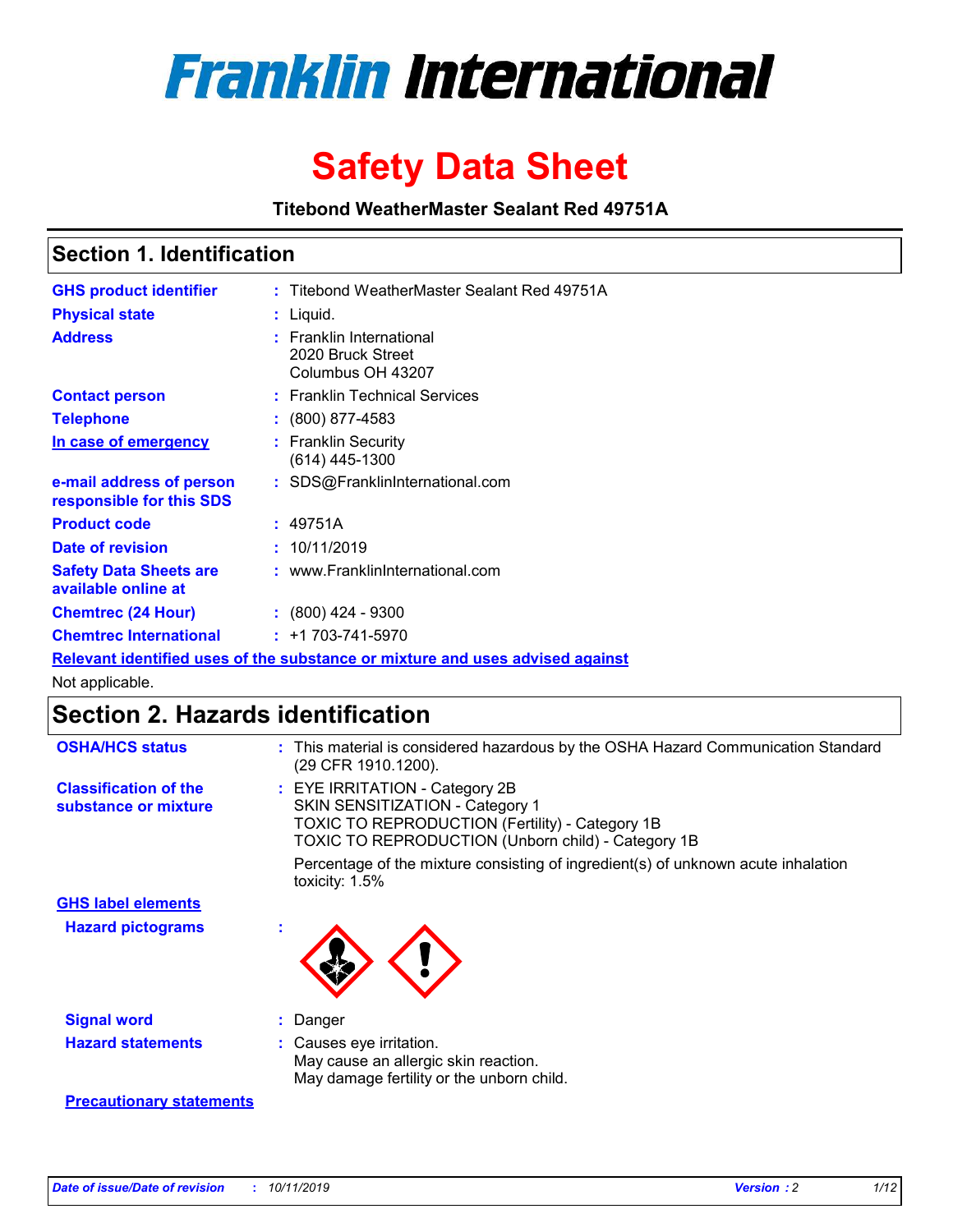# Franklin International

# Safety Data Sheet

**Titebond WeatherMaster Sealant Red 49751A**

## Section 1. Identification

| | | |
|---|---|---|
| **GHS product identifier** | : | Titebond WeatherMaster Sealant Red 49751A |
| **Physical state** | : | Liquid. |
| **Address** | : | Franklin International<br>2020 Bruck Street<br>Columbus OH 43207 |
| **Contact person** | : | Franklin Technical Services |
| **Telephone** | : | (800) 877-4583 |
| **In case of emergency** | : | Franklin Security<br>(614) 445-1300 |
| **e-mail address of person responsible for this SDS** | : | SDS@FranklinInternational.com |
| **Product code** | : | 49751A |
| **Date of revision** | : | 10/11/2019 |
| **Safety Data Sheets are available online at** | : | www.FranklinInternational.com |
| **Chemtrec (24 Hour)** | : | (800) 424 - 9300 |
| **Chemtrec International** | : | +1 703-741-5970 |

**Relevant identified uses of the substance or mixture and uses advised against**

Not applicable.

## Section 2. Hazards identification

| | | |
|---|---|---|
| **OSHA/HCS status** | : | This material is considered hazardous by the OSHA Hazard Communication Standard (29 CFR 1910.1200). |
| **Classification of the substance or mixture** | : | EYE IRRITATION - Category 2B<br>SKIN SENSITIZATION - Category 1<br>TOXIC TO REPRODUCTION (Fertility) - Category 1B<br>TOXIC TO REPRODUCTION (Unborn child) - Category 1B<br><br>Percentage of the mixture consisting of ingredient(s) of unknown acute inhalation toxicity: 1.5% |

**GHS label elements**

**Hazard pictograms** :

**Signal word** : Danger

**Hazard statements** : Causes eye irritation.
May cause an allergic skin reaction.
May damage fertility or the unborn child.

**Precautionary statements**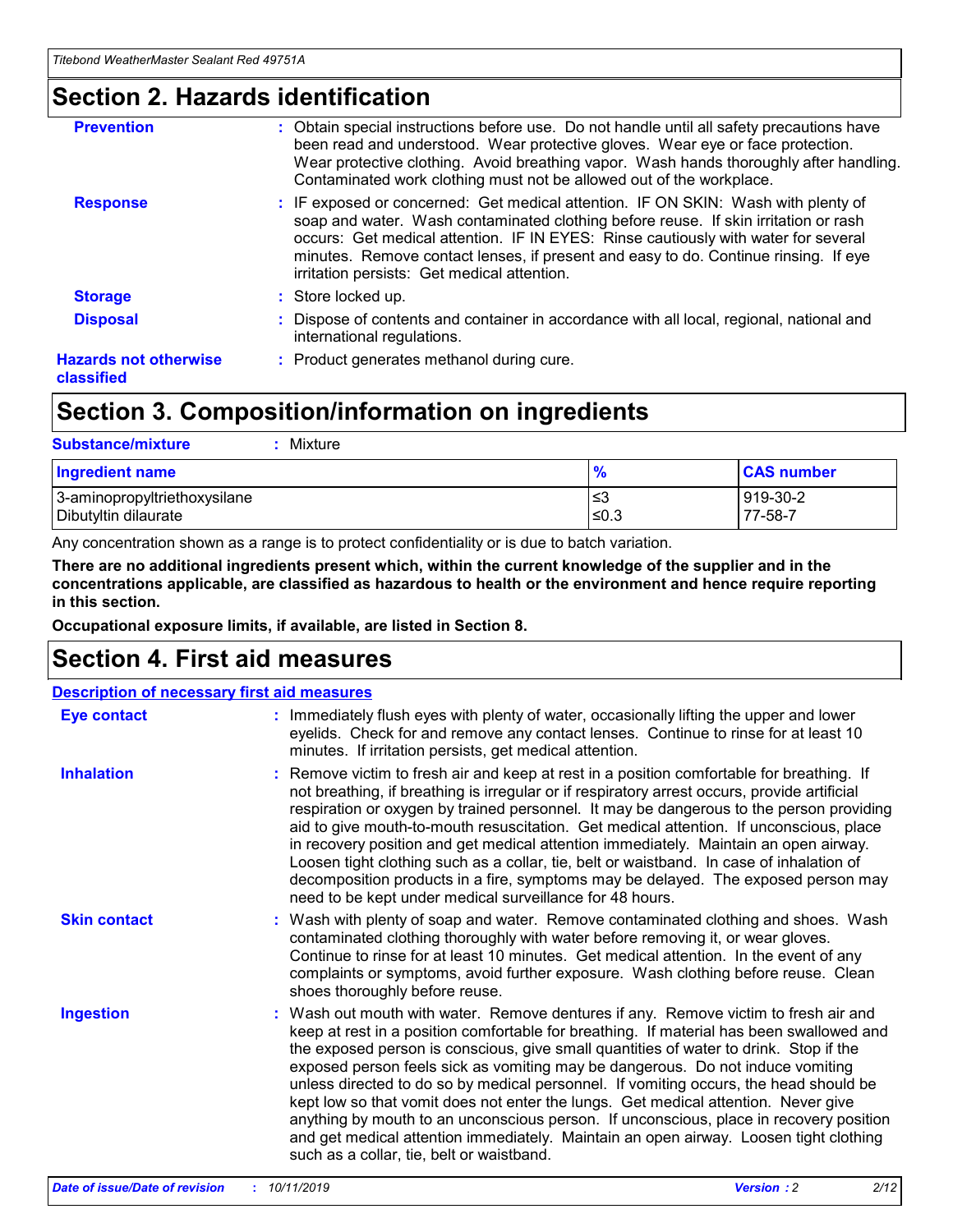## Section 2. Hazards identification

**Prevention** : Obtain special instructions before use. Do not handle until all safety precautions have been read and understood. Wear protective gloves. Wear eye or face protection. Wear protective clothing. Avoid breathing vapor. Wash hands thoroughly after handling. Contaminated work clothing must not be allowed out of the workplace.

**Response** : IF exposed or concerned: Get medical attention. IF ON SKIN: Wash with plenty of soap and water. Wash contaminated clothing before reuse. If skin irritation or rash occurs: Get medical attention. IF IN EYES: Rinse cautiously with water for several minutes. Remove contact lenses, if present and easy to do. Continue rinsing. If eye irritation persists: Get medical attention.

**Storage** : Store locked up.

**Disposal** : Dispose of contents and container in accordance with all local, regional, national and international regulations.

**Hazards not otherwise classified** : Product generates methanol during cure.

## Section 3. Composition/information on ingredients

**Substance/mixture** : Mixture

| Ingredient name | % | CAS number |
|---|---|---|
| 3-aminopropyltriethoxysilane | ≤3 | 919-30-2 |
| Dibutyltin dilaurate | ≤0.3 | 77-58-7 |

Any concentration shown as a range is to protect confidentiality or is due to batch variation.

**There are no additional ingredients present which, within the current knowledge of the supplier and in the concentrations applicable, are classified as hazardous to health or the environment and hence require reporting in this section.**

**Occupational exposure limits, if available, are listed in Section 8.**

## Section 4. First aid measures

**Description of necessary first aid measures**

**Eye contact** : Immediately flush eyes with plenty of water, occasionally lifting the upper and lower eyelids. Check for and remove any contact lenses. Continue to rinse for at least 10 minutes. If irritation persists, get medical attention.

**Inhalation** : Remove victim to fresh air and keep at rest in a position comfortable for breathing. If not breathing, if breathing is irregular or if respiratory arrest occurs, provide artificial respiration or oxygen by trained personnel. It may be dangerous to the person providing aid to give mouth-to-mouth resuscitation. Get medical attention. If unconscious, place in recovery position and get medical attention immediately. Maintain an open airway. Loosen tight clothing such as a collar, tie, belt or waistband. In case of inhalation of decomposition products in a fire, symptoms may be delayed. The exposed person may need to be kept under medical surveillance for 48 hours.

**Skin contact** : Wash with plenty of soap and water. Remove contaminated clothing and shoes. Wash contaminated clothing thoroughly with water before removing it, or wear gloves. Continue to rinse for at least 10 minutes. Get medical attention. In the event of any complaints or symptoms, avoid further exposure. Wash clothing before reuse. Clean shoes thoroughly before reuse.

**Ingestion** : Wash out mouth with water. Remove dentures if any. Remove victim to fresh air and keep at rest in a position comfortable for breathing. If material has been swallowed and the exposed person is conscious, give small quantities of water to drink. Stop if the exposed person feels sick as vomiting may be dangerous. Do not induce vomiting unless directed to do so by medical personnel. If vomiting occurs, the head should be kept low so that vomit does not enter the lungs. Get medical attention. Never give anything by mouth to an unconscious person. If unconscious, place in recovery position and get medical attention immediately. Maintain an open airway. Loosen tight clothing such as a collar, tie, belt or waistband.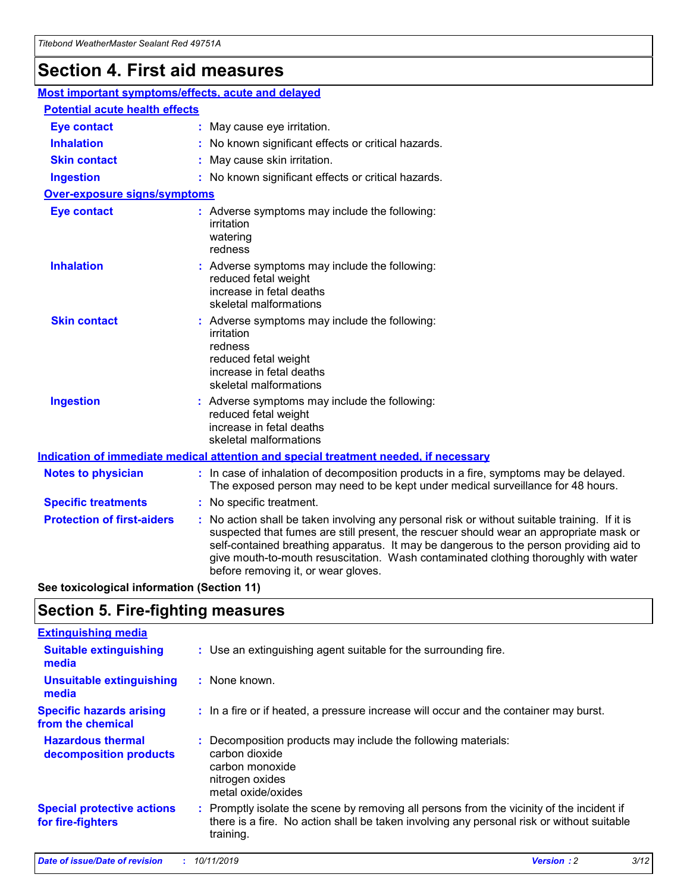# Section 4. First aid measures

## Most important symptoms/effects, acute and delayed

### Potential acute health effects

**Eye contact** : May cause eye irritation.

**Inhalation** : No known significant effects or critical hazards.

**Skin contact** : May cause skin irritation.

**Ingestion** : No known significant effects or critical hazards.

### Over-exposure signs/symptoms

**Eye contact** : Adverse symptoms may include the following:
irritation
watering
redness

**Inhalation** : Adverse symptoms may include the following:
reduced fetal weight
increase in fetal deaths
skeletal malformations

**Skin contact** : Adverse symptoms may include the following:
irritation
redness
reduced fetal weight
increase in fetal deaths
skeletal malformations

**Ingestion** : Adverse symptoms may include the following:
reduced fetal weight
increase in fetal deaths
skeletal malformations

## Indication of immediate medical attention and special treatment needed, if necessary

**Notes to physician** : In case of inhalation of decomposition products in a fire, symptoms may be delayed. The exposed person may need to be kept under medical surveillance for 48 hours.

**Specific treatments** : No specific treatment.

**Protection of first-aiders** : No action shall be taken involving any personal risk or without suitable training. If it is suspected that fumes are still present, the rescuer should wear an appropriate mask or self-contained breathing apparatus. It may be dangerous to the person providing aid to give mouth-to-mouth resuscitation. Wash contaminated clothing thoroughly with water before removing it, or wear gloves.

**See toxicological information (Section 11)**

# Section 5. Fire-fighting measures

## Extinguishing media

**Suitable extinguishing media** : Use an extinguishing agent suitable for the surrounding fire.

**Unsuitable extinguishing media** : None known.

**Specific hazards arising from the chemical** : In a fire or if heated, a pressure increase will occur and the container may burst.

**Hazardous thermal decomposition products** : Decomposition products may include the following materials:
carbon dioxide
carbon monoxide
nitrogen oxides
metal oxide/oxides

**Special protective actions for fire-fighters** : Promptly isolate the scene by removing all persons from the vicinity of the incident if there is a fire. No action shall be taken involving any personal risk or without suitable training.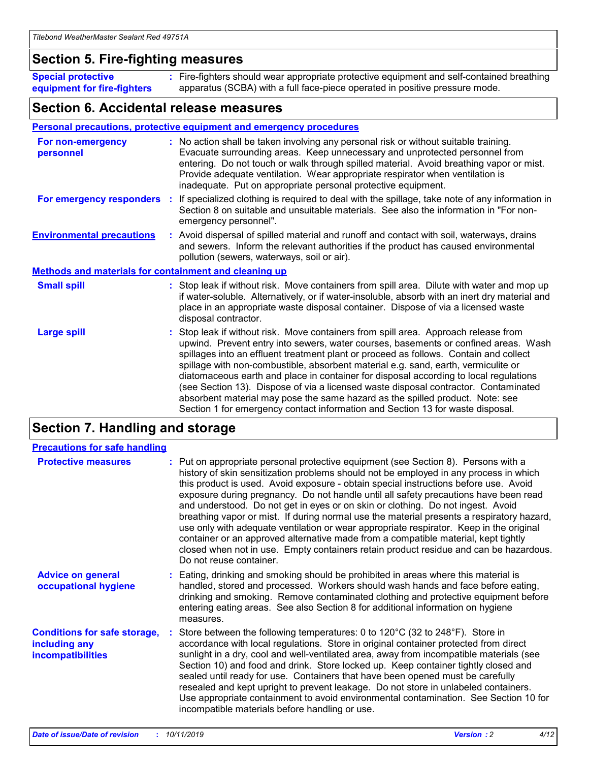## Section 5. Fire-fighting measures

**Special protective equipment for fire-fighters** : Fire-fighters should wear appropriate protective equipment and self-contained breathing apparatus (SCBA) with a full face-piece operated in positive pressure mode.

## Section 6. Accidental release measures

**Personal precautions, protective equipment and emergency procedures**

**For non-emergency personnel** : No action shall be taken involving any personal risk or without suitable training. Evacuate surrounding areas. Keep unnecessary and unprotected personnel from entering. Do not touch or walk through spilled material. Avoid breathing vapor or mist. Provide adequate ventilation. Wear appropriate respirator when ventilation is inadequate. Put on appropriate personal protective equipment.

**For emergency responders** : If specialized clothing is required to deal with the spillage, take note of any information in Section 8 on suitable and unsuitable materials. See also the information in "For non-emergency personnel".

**Environmental precautions** : Avoid dispersal of spilled material and runoff and contact with soil, waterways, drains and sewers. Inform the relevant authorities if the product has caused environmental pollution (sewers, waterways, soil or air).

**Methods and materials for containment and cleaning up**

**Small spill** : Stop leak if without risk. Move containers from spill area. Dilute with water and mop up if water-soluble. Alternatively, or if water-insoluble, absorb with an inert dry material and place in an appropriate waste disposal container. Dispose of via a licensed waste disposal contractor.

**Large spill** : Stop leak if without risk. Move containers from spill area. Approach release from upwind. Prevent entry into sewers, water courses, basements or confined areas. Wash spillages into an effluent treatment plant or proceed as follows. Contain and collect spillage with non-combustible, absorbent material e.g. sand, earth, vermiculite or diatomaceous earth and place in container for disposal according to local regulations (see Section 13). Dispose of via a licensed waste disposal contractor. Contaminated absorbent material may pose the same hazard as the spilled product. Note: see Section 1 for emergency contact information and Section 13 for waste disposal.

## Section 7. Handling and storage

**Precautions for safe handling**

**Protective measures** : Put on appropriate personal protective equipment (see Section 8). Persons with a history of skin sensitization problems should not be employed in any process in which this product is used. Avoid exposure - obtain special instructions before use. Avoid exposure during pregnancy. Do not handle until all safety precautions have been read and understood. Do not get in eyes or on skin or clothing. Do not ingest. Avoid breathing vapor or mist. If during normal use the material presents a respiratory hazard, use only with adequate ventilation or wear appropriate respirator. Keep in the original container or an approved alternative made from a compatible material, kept tightly closed when not in use. Empty containers retain product residue and can be hazardous. Do not reuse container.

**Advice on general occupational hygiene** : Eating, drinking and smoking should be prohibited in areas where this material is handled, stored and processed. Workers should wash hands and face before eating, drinking and smoking. Remove contaminated clothing and protective equipment before entering eating areas. See also Section 8 for additional information on hygiene measures.

**Conditions for safe storage, including any incompatibilities** : Store between the following temperatures: 0 to 120°C (32 to 248°F). Store in accordance with local regulations. Store in original container protected from direct sunlight in a dry, cool and well-ventilated area, away from incompatible materials (see Section 10) and food and drink. Store locked up. Keep container tightly closed and sealed until ready for use. Containers that have been opened must be carefully resealed and kept upright to prevent leakage. Do not store in unlabeled containers. Use appropriate containment to avoid environmental contamination. See Section 10 for incompatible materials before handling or use.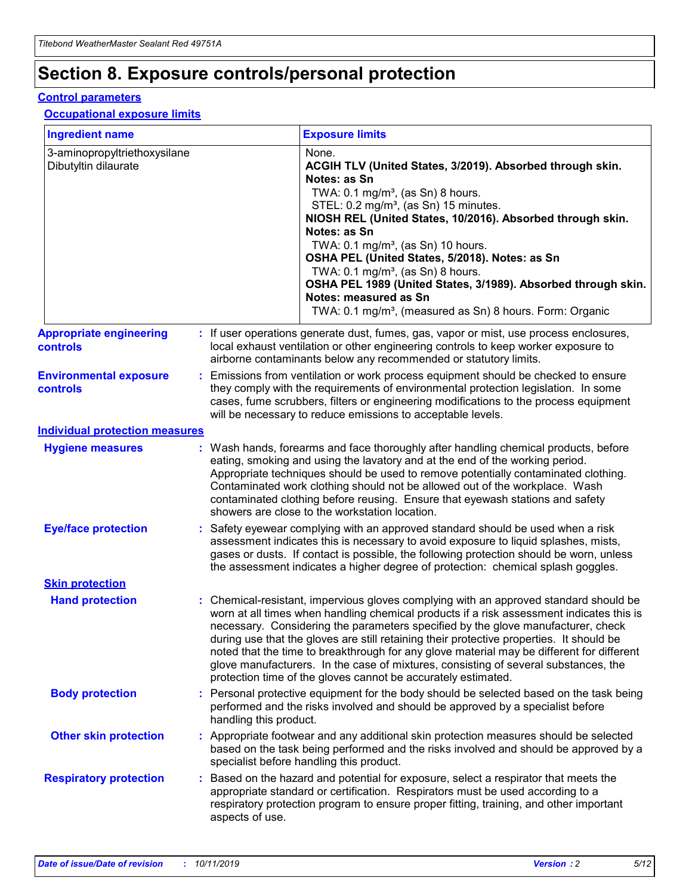# Section 8. Exposure controls/personal protection

## Control parameters

### Occupational exposure limits

| Ingredient name | Exposure limits |
| --- | --- |
| 3-aminopropyltriethoxysilane | None. |
| Dibutyltin dilaurate | **ACGIH TLV (United States, 3/2019). Absorbed through skin. Notes: as Sn**<br>TWA: 0.1 mg/m³, (as Sn) 8 hours.<br>STEL: 0.2 mg/m³, (as Sn) 15 minutes.<br>**NIOSH REL (United States, 10/2016). Absorbed through skin. Notes: as Sn**<br>TWA: 0.1 mg/m³, (as Sn) 10 hours.<br>**OSHA PEL (United States, 5/2018). Notes: as Sn**<br>TWA: 0.1 mg/m³, (as Sn) 8 hours.<br>**OSHA PEL 1989 (United States, 3/1989). Absorbed through skin. Notes: measured as Sn**<br>TWA: 0.1 mg/m³, (measured as Sn) 8 hours. Form: Organic |

**Appropriate engineering controls** : If user operations generate dust, fumes, gas, vapor or mist, use process enclosures, local exhaust ventilation or other engineering controls to keep worker exposure to airborne contaminants below any recommended or statutory limits.

**Environmental exposure controls** : Emissions from ventilation or work process equipment should be checked to ensure they comply with the requirements of environmental protection legislation. In some cases, fume scrubbers, filters or engineering modifications to the process equipment will be necessary to reduce emissions to acceptable levels.

## Individual protection measures

**Hygiene measures** : Wash hands, forearms and face thoroughly after handling chemical products, before eating, smoking and using the lavatory and at the end of the working period. Appropriate techniques should be used to remove potentially contaminated clothing. Contaminated work clothing should not be allowed out of the workplace. Wash contaminated clothing before reusing. Ensure that eyewash stations and safety showers are close to the workstation location.

**Eye/face protection** : Safety eyewear complying with an approved standard should be used when a risk assessment indicates this is necessary to avoid exposure to liquid splashes, mists, gases or dusts. If contact is possible, the following protection should be worn, unless the assessment indicates a higher degree of protection: chemical splash goggles.

### Skin protection

**Hand protection** : Chemical-resistant, impervious gloves complying with an approved standard should be worn at all times when handling chemical products if a risk assessment indicates this is necessary. Considering the parameters specified by the glove manufacturer, check during use that the gloves are still retaining their protective properties. It should be noted that the time to breakthrough for any glove material may be different for different glove manufacturers. In the case of mixtures, consisting of several substances, the protection time of the gloves cannot be accurately estimated.

**Body protection** : Personal protective equipment for the body should be selected based on the task being performed and the risks involved and should be approved by a specialist before handling this product.

**Other skin protection** : Appropriate footwear and any additional skin protection measures should be selected based on the task being performed and the risks involved and should be approved by a specialist before handling this product.

**Respiratory protection** : Based on the hazard and potential for exposure, select a respirator that meets the appropriate standard or certification. Respirators must be used according to a respiratory protection program to ensure proper fitting, training, and other important aspects of use.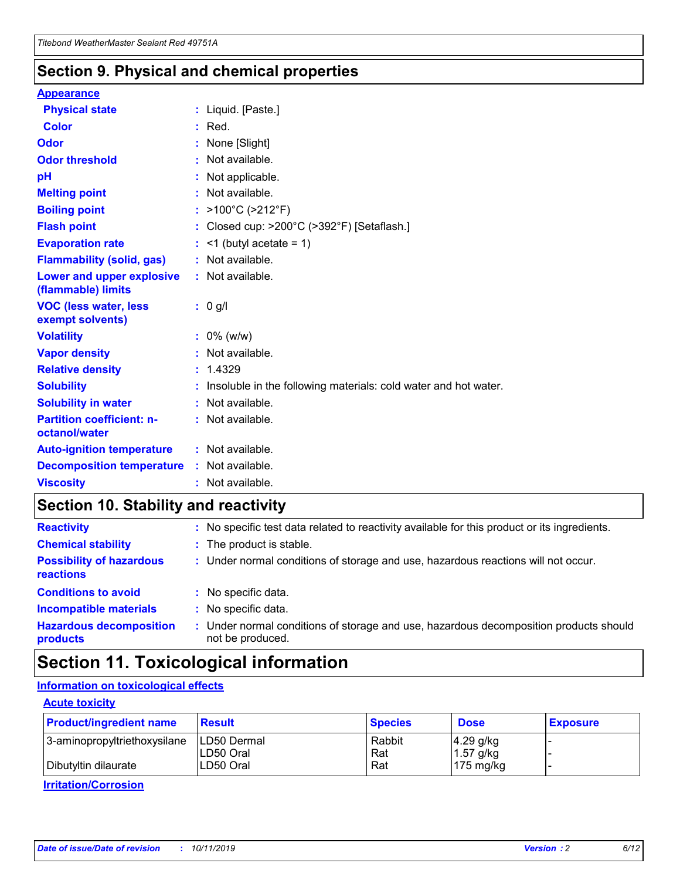## Section 9. Physical and chemical properties

**Appearance**

| | |
|---|---|
| **Physical state** | : Liquid. [Paste.] |
| **Color** | : Red. |
| **Odor** | : None [Slight] |
| **Odor threshold** | : Not available. |
| **pH** | : Not applicable. |
| **Melting point** | : Not available. |
| **Boiling point** | : >100°C (>212°F) |
| **Flash point** | : Closed cup: >200°C (>392°F) [Setaflash.] |
| **Evaporation rate** | : <1 (butyl acetate = 1) |
| **Flammability (solid, gas)** | : Not available. |
| **Lower and upper explosive (flammable) limits** | : Not available. |
| **VOC (less water, less exempt solvents)** | : 0 g/l |
| **Volatility** | : 0% (w/w) |
| **Vapor density** | : Not available. |
| **Relative density** | : 1.4329 |
| **Solubility** | : Insoluble in the following materials: cold water and hot water. |
| **Solubility in water** | : Not available. |
| **Partition coefficient: n-octanol/water** | : Not available. |
| **Auto-ignition temperature** | : Not available. |
| **Decomposition temperature** | : Not available. |
| **Viscosity** | : Not available. |

## Section 10. Stability and reactivity

| | |
|---|---|
| **Reactivity** | : No specific test data related to reactivity available for this product or its ingredients. |
| **Chemical stability** | : The product is stable. |
| **Possibility of hazardous reactions** | : Under normal conditions of storage and use, hazardous reactions will not occur. |
| **Conditions to avoid** | : No specific data. |
| **Incompatible materials** | : No specific data. |
| **Hazardous decomposition products** | : Under normal conditions of storage and use, hazardous decomposition products should not be produced. |

## Section 11. Toxicological information

**Information on toxicological effects**

**Acute toxicity**

| Product/ingredient name | Result | Species | Dose | Exposure |
|---|---|---|---|---|
| 3-aminopropyltriethoxysilane | LD50 Dermal | Rabbit | 4.29 g/kg | - |
| | LD50 Oral | Rat | 1.57 g/kg | - |
| Dibutyltin dilaurate | LD50 Oral | Rat | 175 mg/kg | - |

**Irritation/Corrosion**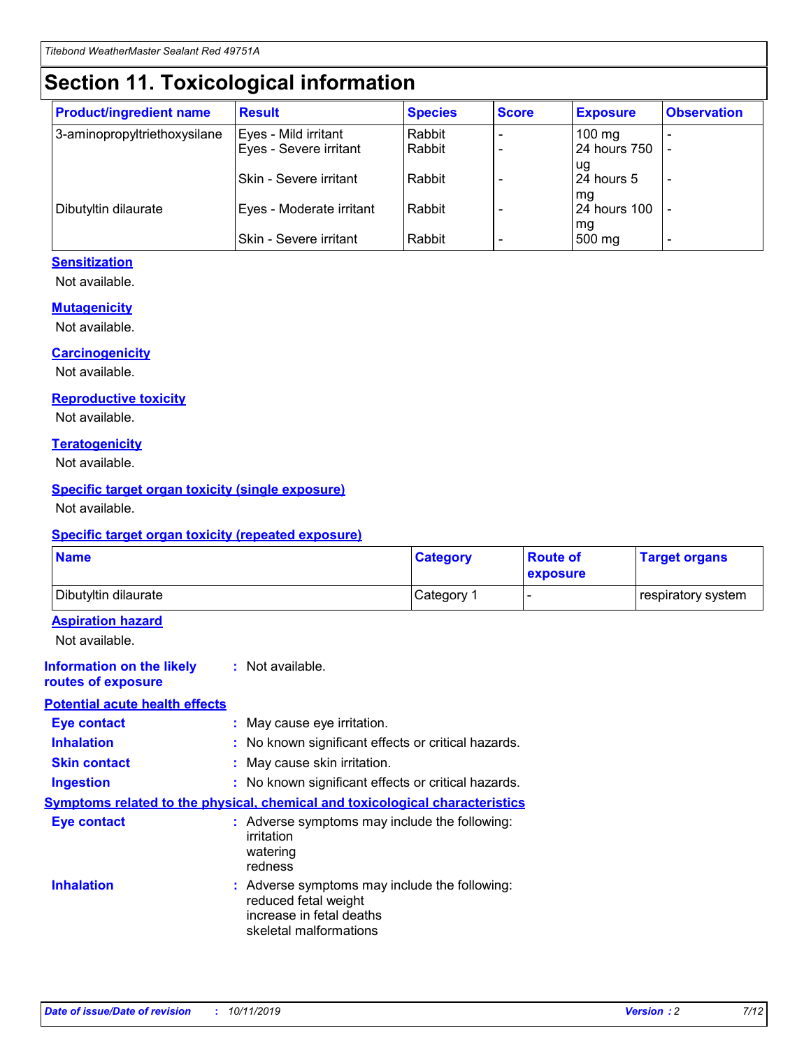# Section 11. Toxicological information

| Product/ingredient name | Result | Species | Score | Exposure | Observation |
|---|---|---|---|---|---|
| 3-aminopropyltriethoxysilane | Eyes - Mild irritant | Rabbit | - | 100 mg | - |
| | Eyes - Severe irritant | Rabbit | - | 24 hours 750 ug | - |
| | Skin - Severe irritant | Rabbit | - | 24 hours 5 mg | - |
| Dibutyltin dilaurate | Eyes - Moderate irritant | Rabbit | - | 24 hours 100 mg | - |
| | Skin - Severe irritant | Rabbit | - | 500 mg | - |

**Sensitization**

Not available.

**Mutagenicity**

Not available.

**Carcinogenicity**

Not available.

**Reproductive toxicity**

Not available.

**Teratogenicity**

Not available.

**Specific target organ toxicity (single exposure)**

Not available.

**Specific target organ toxicity (repeated exposure)**

| Name | Category | Route of exposure | Target organs |
|---|---|---|---|
| Dibutyltin dilaurate | Category 1 | - | respiratory system |

**Aspiration hazard**

Not available.

**Information on the likely routes of exposure** : Not available.

**Potential acute health effects**

**Eye contact** : May cause eye irritation.

**Inhalation** : No known significant effects or critical hazards.

**Skin contact** : May cause skin irritation.

**Ingestion** : No known significant effects or critical hazards.

**Symptoms related to the physical, chemical and toxicological characteristics**

**Eye contact** : Adverse symptoms may include the following:
irritation
watering
redness

**Inhalation** : Adverse symptoms may include the following:
reduced fetal weight
increase in fetal deaths
skeletal malformations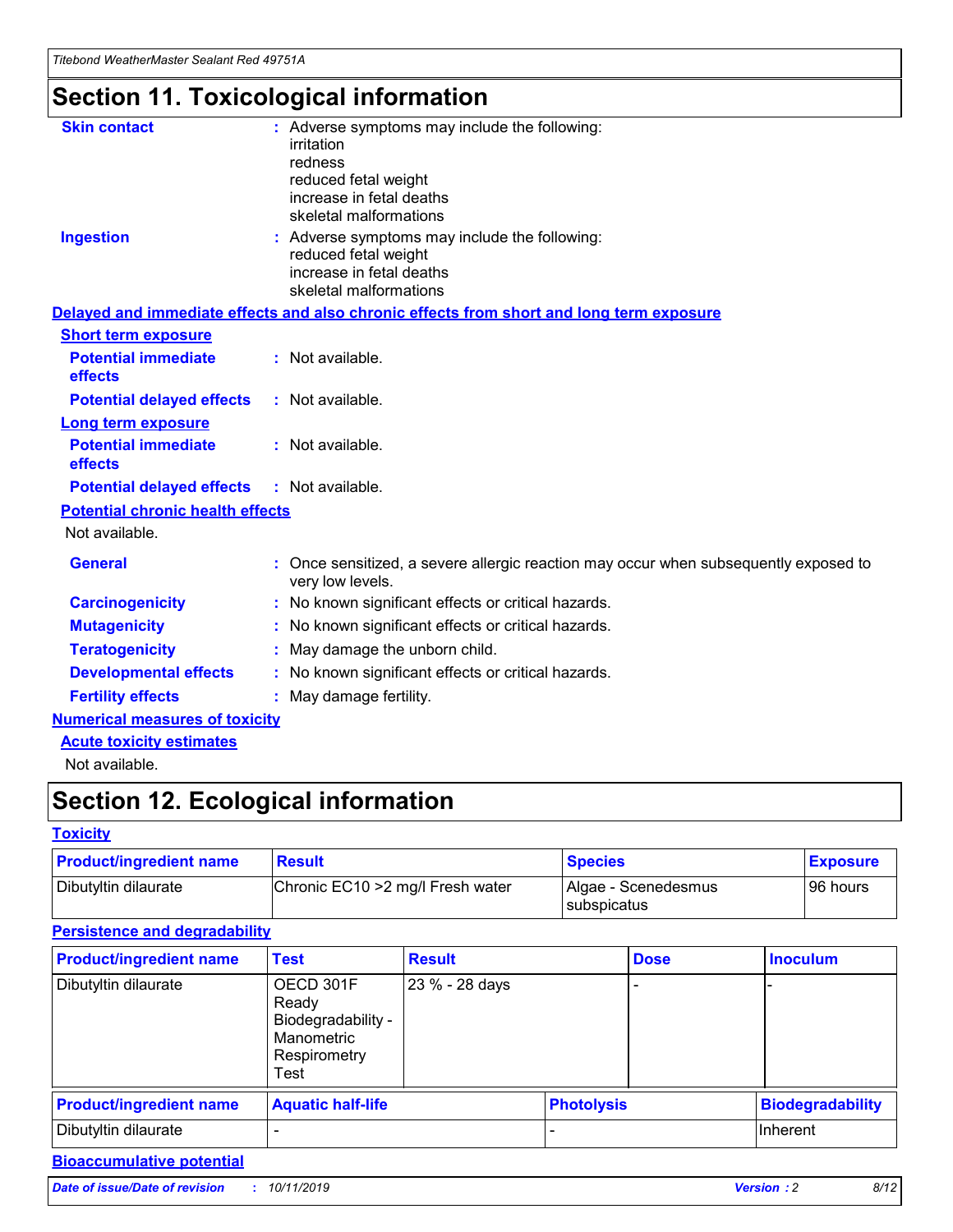# Section 11. Toxicological information

**Skin contact** : Adverse symptoms may include the following:
irritation
redness
reduced fetal weight
increase in fetal deaths
skeletal malformations

**Ingestion** : Adverse symptoms may include the following:
reduced fetal weight
increase in fetal deaths
skeletal malformations

**Delayed and immediate effects and also chronic effects from short and long term exposure**

**Short term exposure**

**Potential immediate effects** : Not available.

**Potential delayed effects** : Not available.

**Long term exposure**

**Potential immediate effects** : Not available.

**Potential delayed effects** : Not available.

**Potential chronic health effects**

Not available.

**General** : Once sensitized, a severe allergic reaction may occur when subsequently exposed to very low levels.

**Carcinogenicity** : No known significant effects or critical hazards.

**Mutagenicity** : No known significant effects or critical hazards.

**Teratogenicity** : May damage the unborn child.

**Developmental effects** : No known significant effects or critical hazards.

**Fertility effects** : May damage fertility.

**Numerical measures of toxicity**

**Acute toxicity estimates**

Not available.

# Section 12. Ecological information

**Toxicity**

| Product/ingredient name | Result | Species | Exposure |
|---|---|---|---|
| Dibutyltin dilaurate | Chronic EC10 >2 mg/l Fresh water | Algae - Scenedesmus subspicatus | 96 hours |

**Persistence and degradability**

| Product/ingredient name | Test | Result | Dose | Inoculum |
|---|---|---|---|---|
| Dibutyltin dilaurate | OECD 301F Ready Biodegradability - Manometric Respirometry Test | 23 % - 28 days | - | - |

| Product/ingredient name | Aquatic half-life | Photolysis | Biodegradability |
|---|---|---|---|
| Dibutyltin dilaurate | - | - | Inherent |

**Bioaccumulative potential**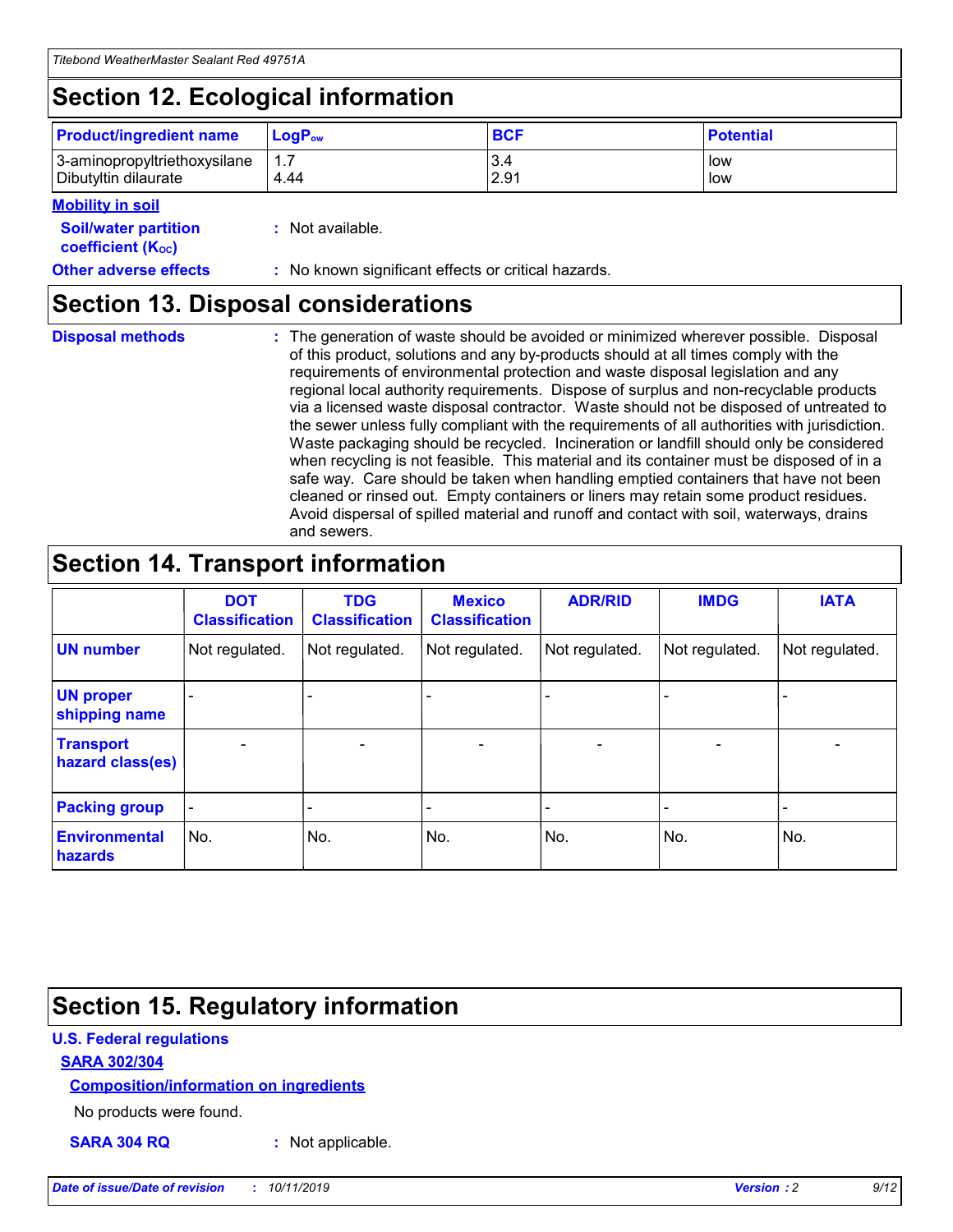# Section 12. Ecological information

| Product/ingredient name | $LogP_{ow}$ | BCF | Potential |
|---|---|---|---|
| 3-aminopropyltriethoxysilane | 1.7 | 3.4 | low |
| Dibutyltin dilaurate | 4.44 | 2.91 | low |

**Mobility in soil**

**Soil/water partition coefficient ($K_{OC}$)** : Not available.

**Other adverse effects** : No known significant effects or critical hazards.

# Section 13. Disposal considerations

**Disposal methods** : The generation of waste should be avoided or minimized wherever possible. Disposal of this product, solutions and any by-products should at all times comply with the requirements of environmental protection and waste disposal legislation and any regional local authority requirements. Dispose of surplus and non-recyclable products via a licensed waste disposal contractor. Waste should not be disposed of untreated to the sewer unless fully compliant with the requirements of all authorities with jurisdiction. Waste packaging should be recycled. Incineration or landfill should only be considered when recycling is not feasible. This material and its container must be disposed of in a safe way. Care should be taken when handling emptied containers that have not been cleaned or rinsed out. Empty containers or liners may retain some product residues. Avoid dispersal of spilled material and runoff and contact with soil, waterways, drains and sewers.

# Section 14. Transport information

| | DOT Classification | TDG Classification | Mexico Classification | ADR/RID | IMDG | IATA |
|---|---|---|---|---|---|---|
| UN number | Not regulated. | Not regulated. | Not regulated. | Not regulated. | Not regulated. | Not regulated. |
| UN proper shipping name | - | - | - | - | - | - |
| Transport hazard class(es) | - | - | - | - | - | - |
| Packing group | - | - | - | - | - | - |
| Environmental hazards | No. | No. | No. | No. | No. | No. |

# Section 15. Regulatory information

**U.S. Federal regulations**

**SARA 302/304**

**Composition/information on ingredients**

No products were found.

**SARA 304 RQ** : Not applicable.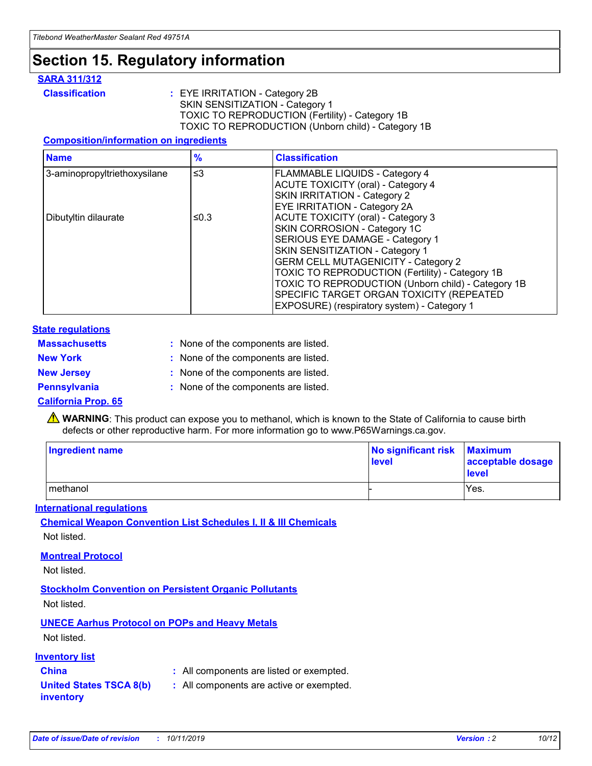# Section 15. Regulatory information

## SARA 311/312

**Classification** : EYE IRRITATION - Category 2B
SKIN SENSITIZATION - Category 1
TOXIC TO REPRODUCTION (Fertility) - Category 1B
TOXIC TO REPRODUCTION (Unborn child) - Category 1B

### Composition/information on ingredients

| Name | % | Classification |
|---|---|---|
| 3-aminopropyltriethoxysilane | ≤3 | FLAMMABLE LIQUIDS - Category 4<br>ACUTE TOXICITY (oral) - Category 4<br>SKIN IRRITATION - Category 2<br>EYE IRRITATION - Category 2A |
| Dibutyltin dilaurate | ≤0.3 | ACUTE TOXICITY (oral) - Category 3<br>SKIN CORROSION - Category 1C<br>SERIOUS EYE DAMAGE - Category 1<br>SKIN SENSITIZATION - Category 1<br>GERM CELL MUTAGENICITY - Category 2<br>TOXIC TO REPRODUCTION (Fertility) - Category 1B<br>TOXIC TO REPRODUCTION (Unborn child) - Category 1B<br>SPECIFIC TARGET ORGAN TOXICITY (REPEATED EXPOSURE) (respiratory system) - Category 1 |

## State regulations

**Massachusetts** : None of the components are listed.

**New York** : None of the components are listed.

**New Jersey** : None of the components are listed.

**Pennsylvania** : None of the components are listed.

### California Prop. 65

⚠ **WARNING**: This product can expose you to methanol, which is known to the State of California to cause birth defects or other reproductive harm. For more information go to www.P65Warnings.ca.gov.

| Ingredient name | No significant risk level | Maximum acceptable dosage level |
|---|---|---|
| methanol | - | Yes. |

## International regulations

### Chemical Weapon Convention List Schedules I, II & III Chemicals

Not listed.

### Montreal Protocol

Not listed.

### Stockholm Convention on Persistent Organic Pollutants

Not listed.

### UNECE Aarhus Protocol on POPs and Heavy Metals

Not listed.

## Inventory list

**China** : All components are listed or exempted.

**United States TSCA 8(b) inventory** : All components are active or exempted.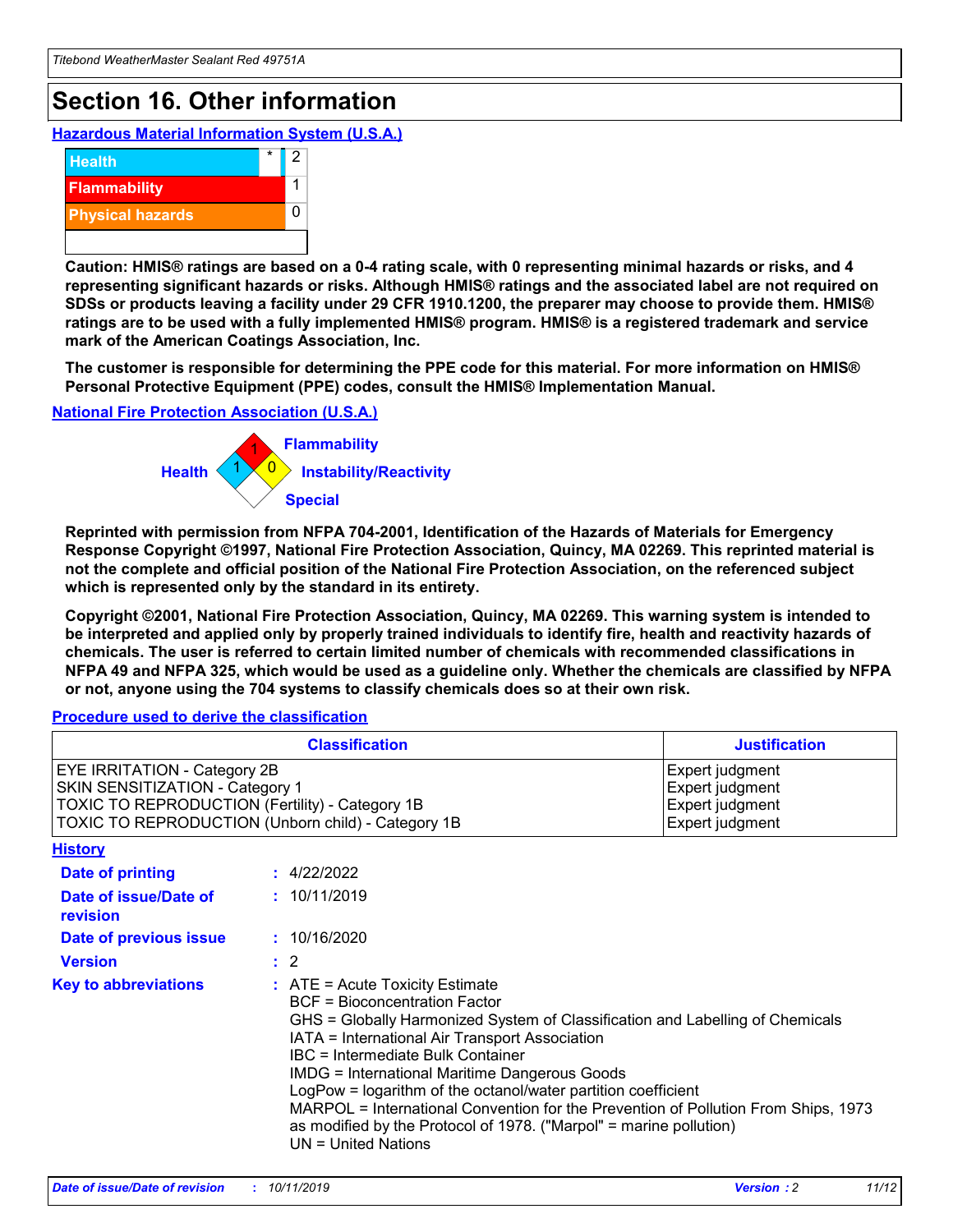# Section 16. Other information

### Hazardous Material Information System (U.S.A.)

| | | |
|---|---|---|
| Health | * | 2 |
| Flammability | | 1 |
| Physical hazards | | 0 |

**Caution: HMIS® ratings are based on a 0-4 rating scale, with 0 representing minimal hazards or risks, and 4 representing significant hazards or risks. Although HMIS® ratings and the associated label are not required on SDSs or products leaving a facility under 29 CFR 1910.1200, the preparer may choose to provide them. HMIS® ratings are to be used with a fully implemented HMIS® program. HMIS® is a registered trademark and service mark of the American Coatings Association, Inc.**

**The customer is responsible for determining the PPE code for this material. For more information on HMIS® Personal Protective Equipment (PPE) codes, consult the HMIS® Implementation Manual.**

### National Fire Protection Association (U.S.A.)

Flammability: 1
Health: 1
Instability/Reactivity: 0
Special

**Reprinted with permission from NFPA 704-2001, Identification of the Hazards of Materials for Emergency Response Copyright ©1997, National Fire Protection Association, Quincy, MA 02269. This reprinted material is not the complete and official position of the National Fire Protection Association, on the referenced subject which is represented only by the standard in its entirety.**

**Copyright ©2001, National Fire Protection Association, Quincy, MA 02269. This warning system is intended to be interpreted and applied only by properly trained individuals to identify fire, health and reactivity hazards of chemicals. The user is referred to certain limited number of chemicals with recommended classifications in NFPA 49 and NFPA 325, which would be used as a guideline only. Whether the chemicals are classified by NFPA or not, anyone using the 704 systems to classify chemicals does so at their own risk.**

### Procedure used to derive the classification

| Classification | Justification |
|---|---|
| EYE IRRITATION - Category 2B | Expert judgment |
| SKIN SENSITIZATION - Category 1 | Expert judgment |
| TOXIC TO REPRODUCTION (Fertility) - Category 1B | Expert judgment |
| TOXIC TO REPRODUCTION (Unborn child) - Category 1B | Expert judgment |

### History

**Date of printing** : 4/22/2022

**Date of issue/Date of revision** : 10/11/2019

**Date of previous issue** : 10/16/2020

**Version** : 2

**Key to abbreviations** : ATE = Acute Toxicity Estimate
BCF = Bioconcentration Factor
GHS = Globally Harmonized System of Classification and Labelling of Chemicals
IATA = International Air Transport Association
IBC = Intermediate Bulk Container
IMDG = International Maritime Dangerous Goods
LogPow = logarithm of the octanol/water partition coefficient
MARPOL = International Convention for the Prevention of Pollution From Ships, 1973 as modified by the Protocol of 1978. ("Marpol" = marine pollution)
UN = United Nations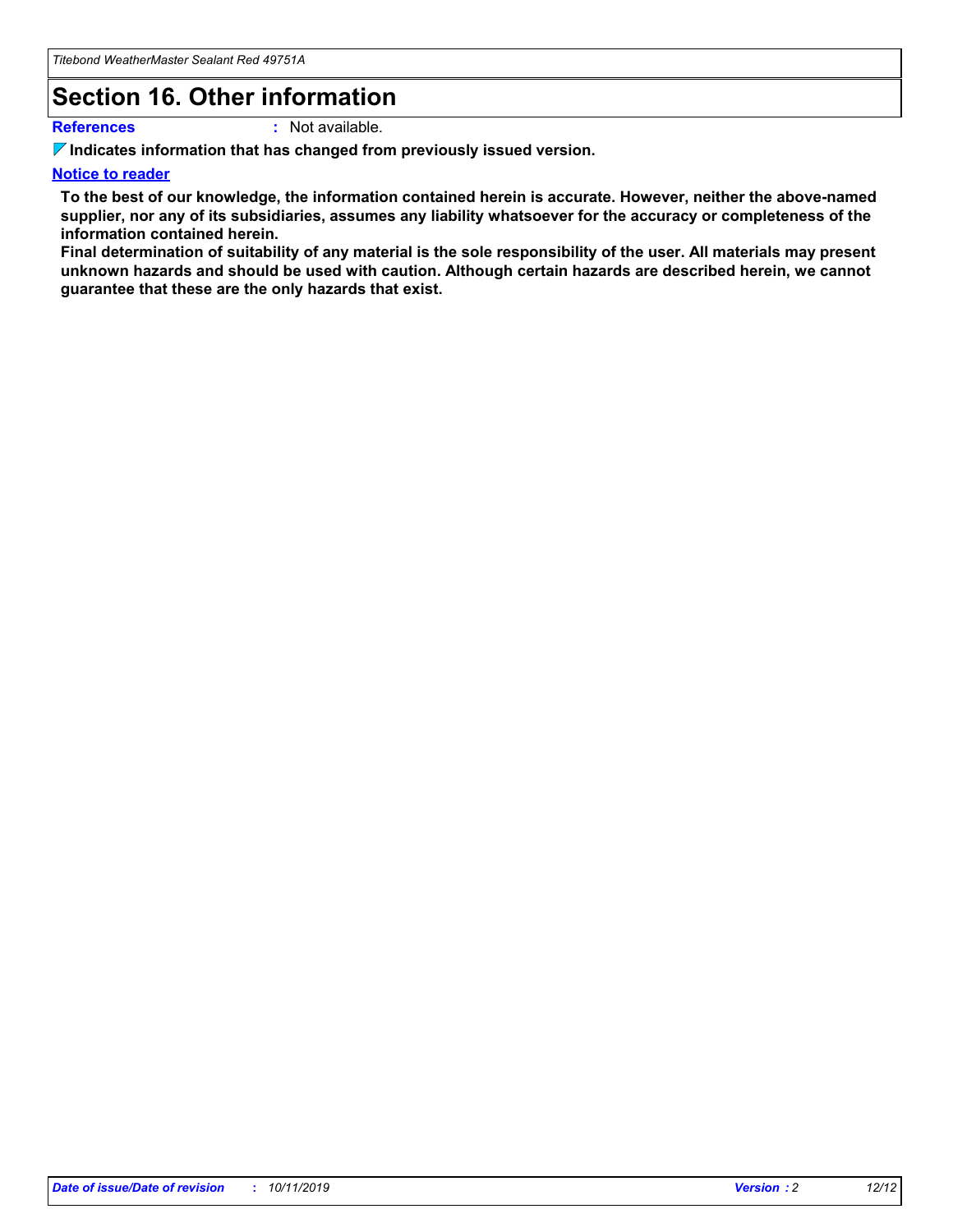# Section 16. Other information

**References** : Not available.

**Indicates information that has changed from previously issued version.**

**Notice to reader**

**To the best of our knowledge, the information contained herein is accurate. However, neither the above-named supplier, nor any of its subsidiaries, assumes any liability whatsoever for the accuracy or completeness of the information contained herein.**

**Final determination of suitability of any material is the sole responsibility of the user. All materials may present unknown hazards and should be used with caution. Although certain hazards are described herein, we cannot guarantee that these are the only hazards that exist.**